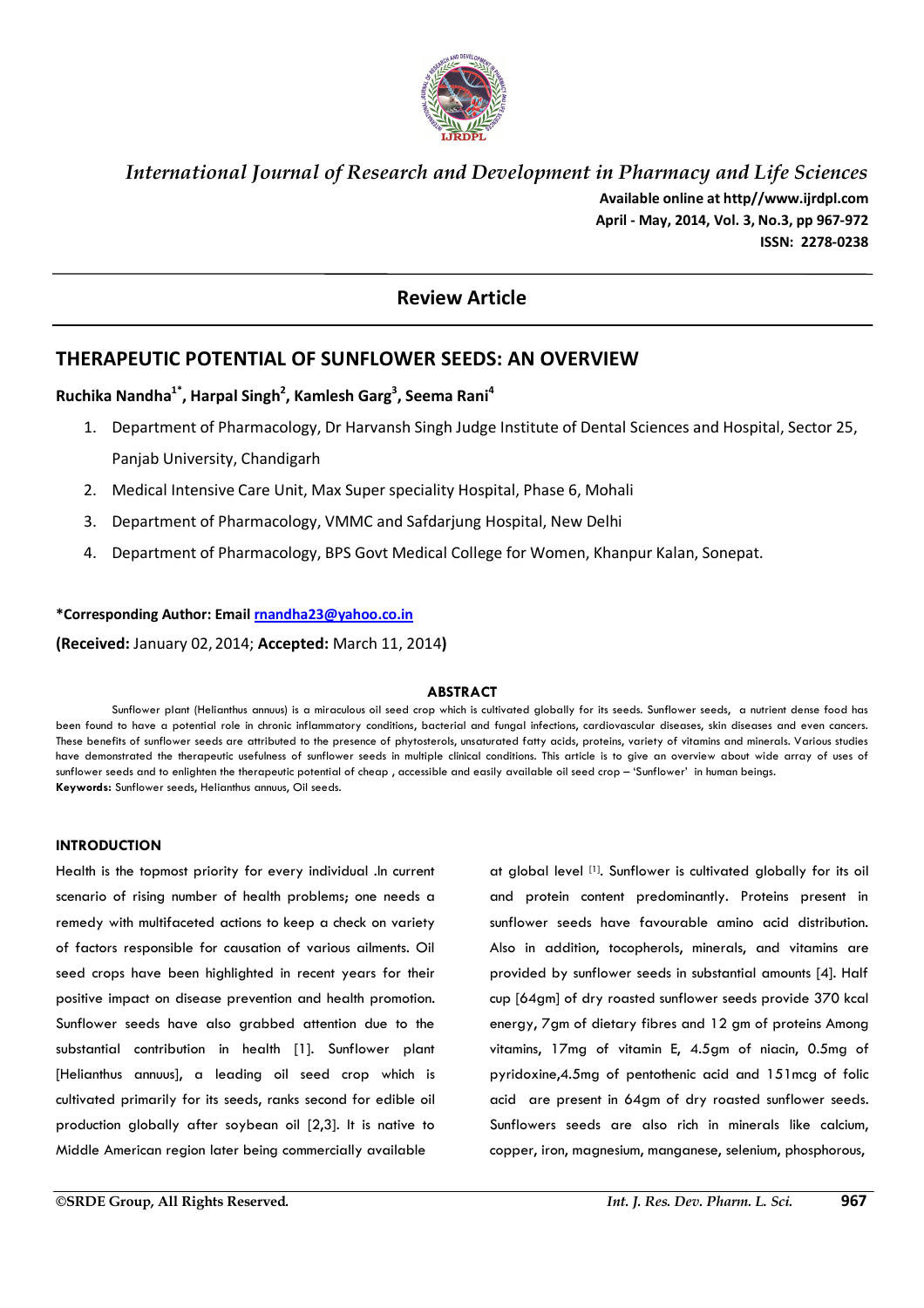*International Journal of Research and Development in Pharmacy and Life Sciences*

**Available online at http//www.ijrdpl.com**
**April - May, 2014, Vol. 3, No.3, pp 967-972**
**ISSN: 2278-0238**

## Review Article

# THERAPEUTIC POTENTIAL OF SUNFLOWER SEEDS: AN OVERVIEW

**Ruchika Nandha[1*], Harpal Singh[2], Kamlesh Garg[3], Seema Rani[4]**

1. Department of Pharmacology, Dr Harvansh Singh Judge Institute of Dental Sciences and Hospital, Sector 25, Panjab University, Chandigarh
2. Medical Intensive Care Unit, Max Super speciality Hospital, Phase 6, Mohali
3. Department of Pharmacology, VMMC and Safdarjung Hospital, New Delhi
4. Department of Pharmacology, BPS Govt Medical College for Women, Khanpur Kalan, Sonepat.

**\*Corresponding Author: Email rnandha23@yahoo.co.in**

**(Received:** January 02, 2014; **Accepted:** March 11, 2014**)**

### ABSTRACT

Sunflower plant (Helianthus annuus) is a miraculous oil seed crop which is cultivated globally for its seeds. Sunflower seeds, a nutrient dense food has been found to have a potential role in chronic inflammatory conditions, bacterial and fungal infections, cardiovascular diseases, skin diseases and even cancers. These benefits of sunflower seeds are attributed to the presence of phytosterols, unsaturated fatty acids, proteins, variety of vitamins and minerals. Various studies have demonstrated the therapeutic usefulness of sunflower seeds in multiple clinical conditions. This article is to give an overview about wide array of uses of sunflower seeds and to enlighten the therapeutic potential of cheap , accessible and easily available oil seed crop – 'Sunflower' in human beings.

**Keywords:** Sunflower seeds, Helianthus annuus, Oil seeds.

#### INTRODUCTION

Health is the topmost priority for every individual .In current scenario of rising number of health problems; one needs a remedy with multifaceted actions to keep a check on variety of factors responsible for causation of various ailments. Oil seed crops have been highlighted in recent years for their positive impact on disease prevention and health promotion. Sunflower seeds have also grabbed attention due to the substantial contribution in health [1]. Sunflower plant [Helianthus annuus], a leading oil seed crop which is cultivated primarily for its seeds, ranks second for edible oil production globally after soybean oil [2,3]. It is native to Middle American region later being commercially available at global level [1]. Sunflower is cultivated globally for its oil and protein content predominantly. Proteins present in sunflower seeds have favourable amino acid distribution. Also in addition, tocopherols, minerals, and vitamins are provided by sunflower seeds in substantial amounts [4]. Half cup [64gm] of dry roasted sunflower seeds provide 370 kcal energy, 7gm of dietary fibres and 12 gm of proteins Among vitamins, 17mg of vitamin E, 4.5gm of niacin, 0.5mg of pyridoxine,4.5mg of pentothenic acid and 151mcg of folic acid are present in 64gm of dry roasted sunflower seeds. Sunflowers seeds are also rich in minerals like calcium, copper, iron, magnesium, manganese, selenium, phosphorous,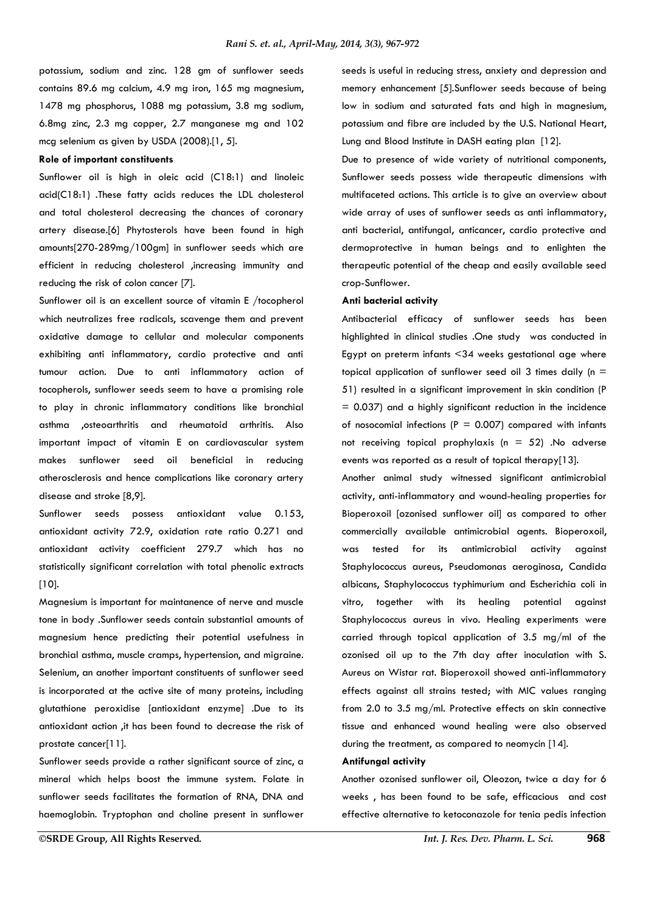potassium, sodium and zinc. 128 gm of sunflower seeds contains 89.6 mg calcium, 4.9 mg iron, 165 mg magnesium, 1478 mg phosphorus, 1088 mg potassium, 3.8 mg sodium, 6.8mg zinc, 2.3 mg copper, 2.7 manganese mg and 102 mcg selenium as given by USDA (2008).[1, 5].

**Role of important constituents**

Sunflower oil is high in oleic acid (C18:1) and linoleic acid(C18:1) .These fatty acids reduces the LDL cholesterol and total cholesterol decreasing the chances of coronary artery disease.[6] Phytosterols have been found in high amounts[270-289mg/100gm] in sunflower seeds which are efficient in reducing cholesterol ,increasing immunity and reducing the risk of colon cancer [7].

Sunflower oil is an excellent source of vitamin E /tocopherol which neutralizes free radicals, scavenge them and prevent oxidative damage to cellular and molecular components exhibiting anti inflammatory, cardio protective and anti tumour action. Due to anti inflammatory action of tocopherols, sunflower seeds seem to have a promising role to play in chronic inflammatory conditions like bronchial asthma ,osteoarthritis and rheumatoid arthritis. Also important impact of vitamin E on cardiovascular system makes sunflower seed oil beneficial in reducing atherosclerosis and hence complications like coronary artery disease and stroke [8,9].

Sunflower seeds possess antioxidant value 0.153, antioxidant activity 72.9, oxidation rate ratio 0.271 and antioxidant activity coefficient 279.7 which has no statistically significant correlation with total phenolic extracts [10].

Magnesium is important for maintanence of nerve and muscle tone in body .Sunflower seeds contain substantial amounts of magnesium hence predicting their potential usefulness in bronchial asthma, muscle cramps, hypertension, and migraine. Selenium, an another important constituents of sunflower seed is incorporated at the active site of many proteins, including glutathione peroxidise [antioxidant enzyme] .Due to its antioxidant action ,it has been found to decrease the risk of prostate cancer[11].

Sunflower seeds provide a rather significant source of zinc, a mineral which helps boost the immune system. Folate in sunflower seeds facilitates the formation of RNA, DNA and haemoglobin. Tryptophan and choline present in sunflower seeds is useful in reducing stress, anxiety and depression and memory enhancement [5].Sunflower seeds because of being low in sodium and saturated fats and high in magnesium, potassium and fibre are included by the U.S. National Heart, Lung and Blood Institute in DASH eating plan [12].

Due to presence of wide variety of nutritional components, Sunflower seeds possess wide therapeutic dimensions with multifaceted actions. This article is to give an overview about wide array of uses of sunflower seeds as anti inflammatory, anti bacterial, antifungal, anticancer, cardio protective and dermoprotective in human beings and to enlighten the therapeutic potential of the cheap and easily available seed crop-Sunflower.

**Anti bacterial activity**

Antibacterial efficacy of sunflower seeds has been highlighted in clinical studies .One study was conducted in Egypt on preterm infants <34 weeks gestational age where topical application of sunflower seed oil 3 times daily ($n = 51$) resulted in a significant improvement in skin condition ($P = 0.037$) and a highly significant reduction in the incidence of nosocomial infections ($P = 0.007$) compared with infants not receiving topical prophylaxis ($n = 52$) .No adverse events was reported as a result of topical therapy[13].

Another animal study witnessed significant antimicrobial activity, anti-inflammatory and wound-healing properties for Bioperoxoil [ozonised sunflower oil] as compared to other commercially available antimicrobial agents. Bioperoxoil, was tested for its antimicrobial activity against Staphylococcus aureus, Pseudomonas aeroginosa, Candida albicans, Staphylococcus typhimurium and Escherichia coli in vitro, together with its healing potential against Staphylococcus aureus in vivo. Healing experiments were carried through topical application of 3.5 mg/ml of the ozonised oil up to the 7th day after inoculation with S. Aureus on Wistar rat. Bioperoxoil showed anti-inflammatory effects against all strains tested; with MIC values ranging from 2.0 to 3.5 mg/ml. Protective effects on skin connective tissue and enhanced wound healing were also observed during the treatment, as compared to neomycin [14].

**Antifungal activity**

Another ozonised sunflower oil, Oleozon, twice a day for 6 weeks , has been found to be safe, efficacious and cost effective alternative to ketoconazole for tenia pedis infection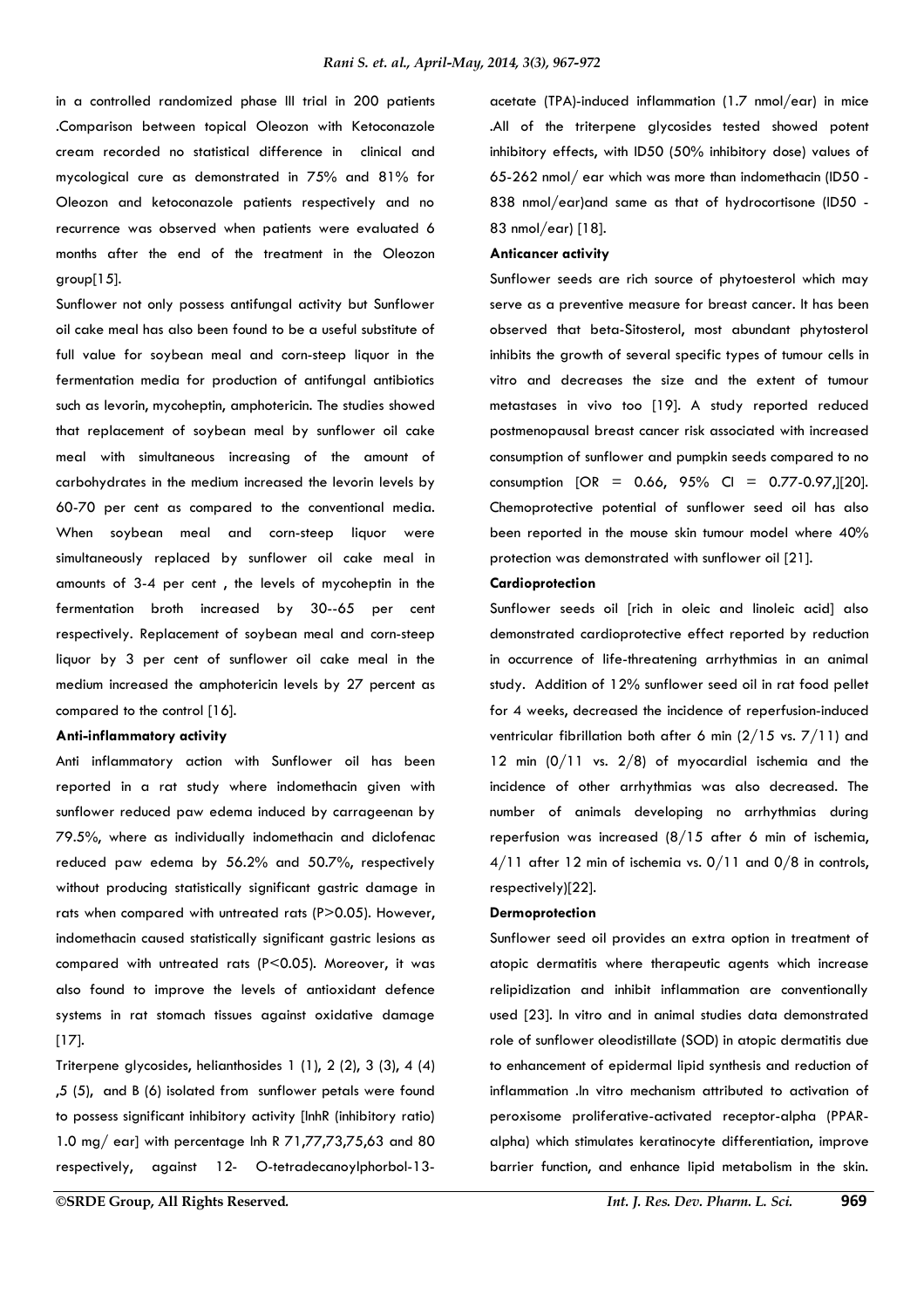in a controlled randomized phase III trial in 200 patients .Comparison between topical Oleozon with Ketoconazole cream recorded no statistical difference in clinical and mycological cure as demonstrated in 75% and 81% for Oleozon and ketoconazole patients respectively and no recurrence was observed when patients were evaluated 6 months after the end of the treatment in the Oleozon group[15].

Sunflower not only possess antifungal activity but Sunflower oil cake meal has also been found to be a useful substitute of full value for soybean meal and corn-steep liquor in the fermentation media for production of antifungal antibiotics such as levorin, mycoheptin, amphotericin. The studies showed that replacement of soybean meal by sunflower oil cake meal with simultaneous increasing of the amount of carbohydrates in the medium increased the levorin levels by 60-70 per cent as compared to the conventional media. When soybean meal and corn-steep liquor were simultaneously replaced by sunflower oil cake meal in amounts of 3-4 per cent , the levels of mycoheptin in the fermentation broth increased by 30--65 per cent respectively. Replacement of soybean meal and corn-steep liquor by 3 per cent of sunflower oil cake meal in the medium increased the amphotericin levels by 27 percent as compared to the control [16].

**Anti-inflammatory activity**

Anti inflammatory action with Sunflower oil has been reported in a rat study where indomethacin given with sunflower reduced paw edema induced by carrageenan by 79.5%, where as individually indomethacin and diclofenac reduced paw edema by 56.2% and 50.7%, respectively without producing statistically significant gastric damage in rats when compared with untreated rats ($P>0.05$). However, indomethacin caused statistically significant gastric lesions as compared with untreated rats ($P<0.05$). Moreover, it was also found to improve the levels of antioxidant defence systems in rat stomach tissues against oxidative damage [17].

Triterpene glycosides, helianthosides 1 (1), 2 (2), 3 (3), 4 (4) ,5 (5), and B (6) isolated from sunflower petals were found to possess significant inhibitory activity [InhR (inhibitory ratio) 1.0 mg/ ear] with percentage Inh R 71,77,73,75,63 and 80 respectively, against 12- O-tetradecanoylphorbol-13-acetate (TPA)-induced inflammation (1.7 nmol/ear) in mice .All of the triterpene glycosides tested showed potent inhibitory effects, with ID50 (50% inhibitory dose) values of 65-262 nmol/ ear which was more than indomethacin (ID50 - 838 nmol/ear)and same as that of hydrocortisone (ID50 - 83 nmol/ear) [18].

**Anticancer activity**

Sunflower seeds are rich source of phytoesterol which may serve as a preventive measure for breast cancer. It has been observed that beta-Sitosterol, most abundant phytosterol inhibits the growth of several specific types of tumour cells in vitro and decreases the size and the extent of tumour metastases in vivo too [19]. A study reported reduced postmenopausal breast cancer risk associated with increased consumption of sunflower and pumpkin seeds compared to no consumption [OR = 0.66, 95% CI = 0.77-0.97,][20]. Chemoprotective potential of sunflower seed oil has also been reported in the mouse skin tumour model where 40% protection was demonstrated with sunflower oil [21].

**Cardioprotection**

Sunflower seeds oil [rich in oleic and linoleic acid] also demonstrated cardioprotective effect reported by reduction in occurrence of life-threatening arrhythmias in an animal study. Addition of 12% sunflower seed oil in rat food pellet for 4 weeks, decreased the incidence of reperfusion-induced ventricular fibrillation both after 6 min (2/15 vs. 7/11) and 12 min (0/11 vs. 2/8) of myocardial ischemia and the incidence of other arrhythmias was also decreased. The number of animals developing no arrhythmias during reperfusion was increased (8/15 after 6 min of ischemia, 4/11 after 12 min of ischemia vs. 0/11 and 0/8 in controls, respectively)[22].

**Dermoprotection**

Sunflower seed oil provides an extra option in treatment of atopic dermatitis where therapeutic agents which increase relipidization and inhibit inflammation are conventionally used [23]. In vitro and in animal studies data demonstrated role of sunflower oleodistillate (SOD) in atopic dermatitis due to enhancement of epidermal lipid synthesis and reduction of inflammation .In vitro mechanism attributed to activation of peroxisome proliferative-activated receptor-alpha (PPAR-alpha) which stimulates keratinocyte differentiation, improve barrier function, and enhance lipid metabolism in the skin.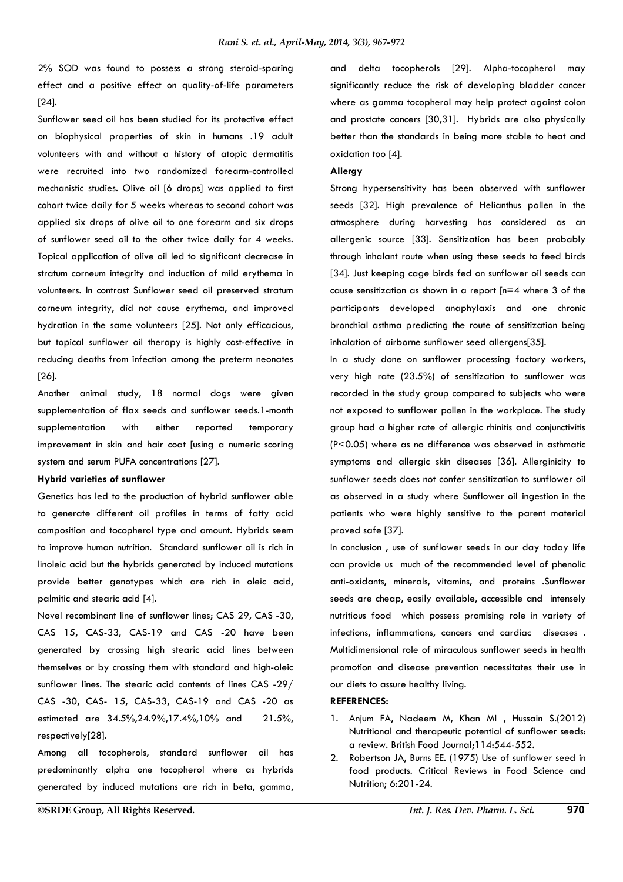2% SOD was found to possess a strong steroid-sparing effect and a positive effect on quality-of-life parameters [24].

Sunflower seed oil has been studied for its protective effect on biophysical properties of skin in humans .19 adult volunteers with and without a history of atopic dermatitis were recruited into two randomized forearm-controlled mechanistic studies. Olive oil [6 drops] was applied to first cohort twice daily for 5 weeks whereas to second cohort was applied six drops of olive oil to one forearm and six drops of sunflower seed oil to the other twice daily for 4 weeks. Topical application of olive oil led to significant decrease in stratum corneum integrity and induction of mild erythema in volunteers. In contrast Sunflower seed oil preserved stratum corneum integrity, did not cause erythema, and improved hydration in the same volunteers [25]. Not only efficacious, but topical sunflower oil therapy is highly cost-effective in reducing deaths from infection among the preterm neonates [26].

Another animal study, 18 normal dogs were given supplementation of flax seeds and sunflower seeds.1-month supplementation with either reported temporary improvement in skin and hair coat [using a numeric scoring system and serum PUFA concentrations [27].

**Hybrid varieties of sunflower**

Genetics has led to the production of hybrid sunflower able to generate different oil profiles in terms of fatty acid composition and tocopherol type and amount. Hybrids seem to improve human nutrition. Standard sunflower oil is rich in linoleic acid but the hybrids generated by induced mutations provide better genotypes which are rich in oleic acid, palmitic and stearic acid [4].

Novel recombinant line of sunflower lines; CAS 29, CAS -30, CAS 15, CAS-33, CAS-19 and CAS -20 have been generated by crossing high stearic acid lines between themselves or by crossing them with standard and high-oleic sunflower lines. The stearic acid contents of lines CAS -29/ CAS -30, CAS- 15, CAS-33, CAS-19 and CAS -20 as estimated are 34.5%,24.9%,17.4%,10% and 21.5%, respectively[28].

Among all tocopherols, standard sunflower oil has predominantly alpha one tocopherol where as hybrids generated by induced mutations are rich in beta, gamma, and delta tocopherols [29]. Alpha-tocopherol may significantly reduce the risk of developing bladder cancer where as gamma tocopherol may help protect against colon and prostate cancers [30,31]. Hybrids are also physically better than the standards in being more stable to heat and oxidation too [4].

**Allergy**

Strong hypersensitivity has been observed with sunflower seeds [32]. High prevalence of Helianthus pollen in the atmosphere during harvesting has considered as an allergenic source [33]. Sensitization has been probably through inhalant route when using these seeds to feed birds [34]. Just keeping cage birds fed on sunflower oil seeds can cause sensitization as shown in a report [n=4 where 3 of the participants developed anaphylaxis and one chronic bronchial asthma predicting the route of sensitization being inhalation of airborne sunflower seed allergens[35].

In a study done on sunflower processing factory workers, very high rate (23.5%) of sensitization to sunflower was recorded in the study group compared to subjects who were not exposed to sunflower pollen in the workplace. The study group had a higher rate of allergic rhinitis and conjunctivitis ($P<0.05$) where as no difference was observed in asthmatic symptoms and allergic skin diseases [36]. Allerginicity to sunflower seeds does not confer sensitization to sunflower oil as observed in a study where Sunflower oil ingestion in the patients who were highly sensitive to the parent material proved safe [37].

In conclusion , use of sunflower seeds in our day today life can provide us much of the recommended level of phenolic anti-oxidants, minerals, vitamins, and proteins .Sunflower seeds are cheap, easily available, accessible and intensely nutritious food which possess promising role in variety of infections, inflammations, cancers and cardiac diseases . Multidimensional role of miraculous sunflower seeds in health promotion and disease prevention necessitates their use in our diets to assure healthy living.

**REFERENCES:**

1. Anjum FA, Nadeem M, Khan MI , Hussain S.(2012) Nutritional and therapeutic potential of sunflower seeds: a review. British Food Journal;114:544-552.
2. Robertson JA, Burns EE. (1975) Use of sunflower seed in food products. Critical Reviews in Food Science and Nutrition; 6:201-24.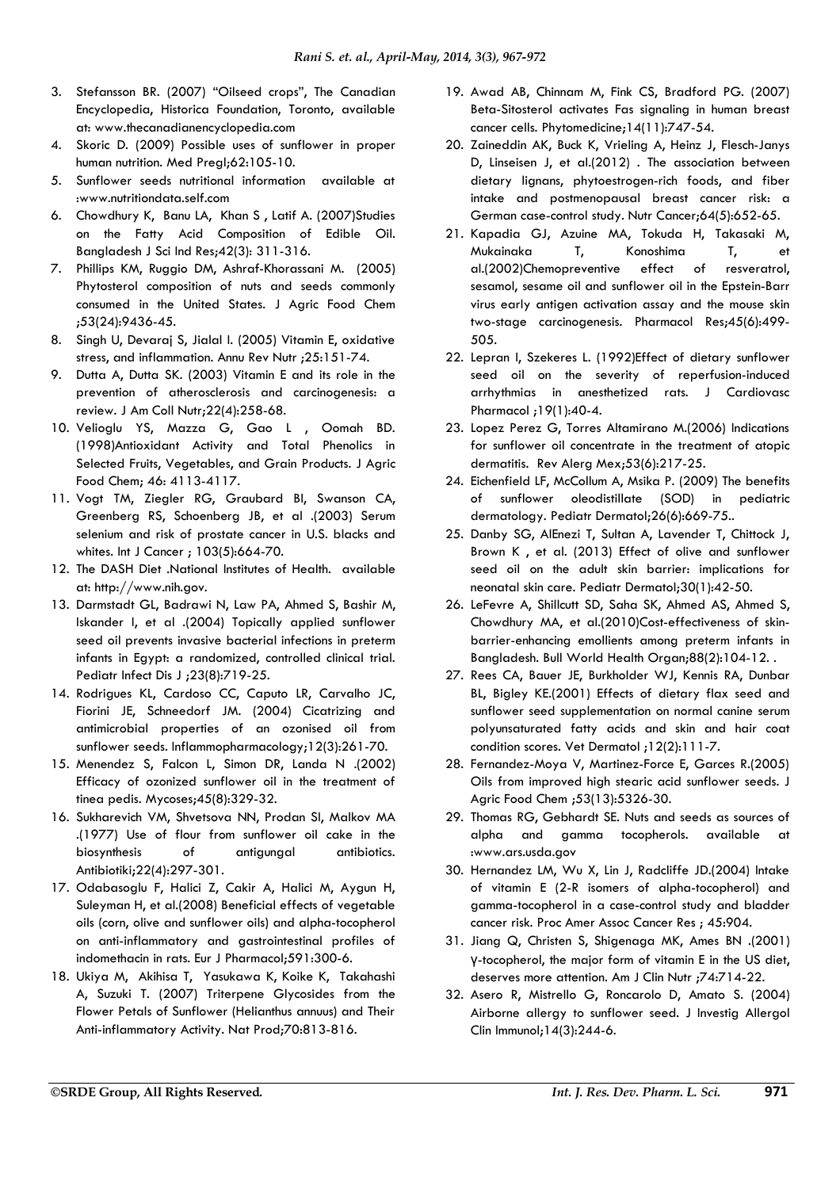3. Stefansson BR. (2007) "Oilseed crops", The Canadian Encyclopedia, Historica Foundation, Toronto, available at: www.thecanadianencyclopedia.com
4. Skoric D. (2009) Possible uses of sunflower in proper human nutrition. Med Pregl;62:105-10.
5. Sunflower seeds nutritional information available at :www.nutritiondata.self.com
6. Chowdhury K, Banu LA, Khan S , Latif A. (2007)Studies on the Fatty Acid Composition of Edible Oil. Bangladesh J Sci Ind Res;42(3): 311-316.
7. Phillips KM, Ruggio DM, Ashraf-Khorassani M. (2005) Phytosterol composition of nuts and seeds commonly consumed in the United States. J Agric Food Chem ;53(24):9436-45.
8. Singh U, Devaraj S, Jialal I. (2005) Vitamin E, oxidative stress, and inflammation. Annu Rev Nutr ;25:151-74.
9. Dutta A, Dutta SK. (2003) Vitamin E and its role in the prevention of atherosclerosis and carcinogenesis: a review. J Am Coll Nutr;22(4):258-68.
10. Velioglu YS, Mazza G, Gao L , Oomah BD. (1998)Antioxidant Activity and Total Phenolics in Selected Fruits, Vegetables, and Grain Products. J Agric Food Chem; 46: 4113-4117.
11. Vogt TM, Ziegler RG, Graubard BI, Swanson CA, Greenberg RS, Schoenberg JB, et al .(2003) Serum selenium and risk of prostate cancer in U.S. blacks and whites. Int J Cancer ; 103(5):664-70.
12. The DASH Diet .National Institutes of Health. available at: http://www.nih.gov.
13. Darmstadt GL, Badrawi N, Law PA, Ahmed S, Bashir M, Iskander I, et al .(2004) Topically applied sunflower seed oil prevents invasive bacterial infections in preterm infants in Egypt: a randomized, controlled clinical trial. Pediatr Infect Dis J ;23(8):719-25.
14. Rodrigues KL, Cardoso CC, Caputo LR, Carvalho JC, Fiorini JE, Schneedorf JM. (2004) Cicatrizing and antimicrobial properties of an ozonised oil from sunflower seeds. Inflammopharmacology;12(3):261-70.
15. Menendez S, Falcon L, Simon DR, Landa N .(2002) Efficacy of ozonized sunflower oil in the treatment of tinea pedis. Mycoses;45(8):329-32.
16. Sukharevich VM, Shvetsova NN, Prodan SI, Malkov MA .(1977) Use of flour from sunflower oil cake in the biosynthesis of antigungal antibiotics. Antibiotiki;22(4):297-301.
17. Odabasoglu F, Halici Z, Cakir A, Halici M, Aygun H, Suleyman H, et al.(2008) Beneficial effects of vegetable oils (corn, olive and sunflower oils) and alpha-tocopherol on anti-inflammatory and gastrointestinal profiles of indomethacin in rats. Eur J Pharmacol;591:300-6.
18. Ukiya M, Akihisa T, Yasukawa K, Koike K, Takahashi A, Suzuki T. (2007) Triterpene Glycosides from the Flower Petals of Sunflower (Helianthus annuus) and Their Anti-inflammatory Activity. Nat Prod;70:813-816.
19. Awad AB, Chinnam M, Fink CS, Bradford PG. (2007) Beta-Sitosterol activates Fas signaling in human breast cancer cells. Phytomedicine;14(11):747-54.
20. Zaineddin AK, Buck K, Vrieling A, Heinz J, Flesch-Janys D, Linseisen J, et al.(2012) . The association between dietary lignans, phytoestrogen-rich foods, and fiber intake and postmenopausal breast cancer risk: a German case-control study. Nutr Cancer;64(5):652-65.
21. Kapadia GJ, Azuine MA, Tokuda H, Takasaki M, Mukainaka T, Konoshima T, et al.(2002)Chemopreventive effect of resveratrol, sesamol, sesame oil and sunflower oil in the Epstein-Barr virus early antigen activation assay and the mouse skin two-stage carcinogenesis. Pharmacol Res;45(6):499-505.
22. Lepran I, Szekeres L. (1992)Effect of dietary sunflower seed oil on the severity of reperfusion-induced arrhythmias in anesthetized rats. J Cardiovasc Pharmacol ;19(1):40-4.
23. Lopez Perez G, Torres Altamirano M.(2006) Indications for sunflower oil concentrate in the treatment of atopic dermatitis. Rev Alerg Mex;53(6):217-25.
24. Eichenfield LF, McCollum A, Msika P. (2009) The benefits of sunflower oleodistillate (SOD) in pediatric dermatology. Pediatr Dermatol;26(6):669-75..
25. Danby SG, AlEnezi T, Sultan A, Lavender T, Chittock J, Brown K , et al. (2013) Effect of olive and sunflower seed oil on the adult skin barrier: implications for neonatal skin care. Pediatr Dermatol;30(1):42-50.
26. LeFevre A, Shillcutt SD, Saha SK, Ahmed AS, Ahmed S, Chowdhury MA, et al.(2010)Cost-effectiveness of skin-barrier-enhancing emollients among preterm infants in Bangladesh. Bull World Health Organ;88(2):104-12. .
27. Rees CA, Bauer JE, Burkholder WJ, Kennis RA, Dunbar BL, Bigley KE.(2001) Effects of dietary flax seed and sunflower seed supplementation on normal canine serum polyunsaturated fatty acids and skin and hair coat condition scores. Vet Dermatol ;12(2):111-7.
28. Fernandez-Moya V, Martinez-Force E, Garces R.(2005) Oils from improved high stearic acid sunflower seeds. J Agric Food Chem ;53(13):5326-30.
29. Thomas RG, Gebhardt SE. Nuts and seeds as sources of alpha and gamma tocopherols. available at :www.ars.usda.gov
30. Hernandez LM, Wu X, Lin J, Radcliffe JD.(2004) Intake of vitamin E (2-R isomers of alpha-tocopherol) and gamma-tocopherol in a case-control study and bladder cancer risk. Proc Amer Assoc Cancer Res ; 45:904.
31. Jiang Q, Christen S, Shigenaga MK, Ames BN .(2001) γ-tocopherol, the major form of vitamin E in the US diet, deserves more attention. Am J Clin Nutr ;74:714-22.
32. Asero R, Mistrello G, Roncarolo D, Amato S. (2004) Airborne allergy to sunflower seed. J Investig Allergol Clin Immunol;14(3):244-6.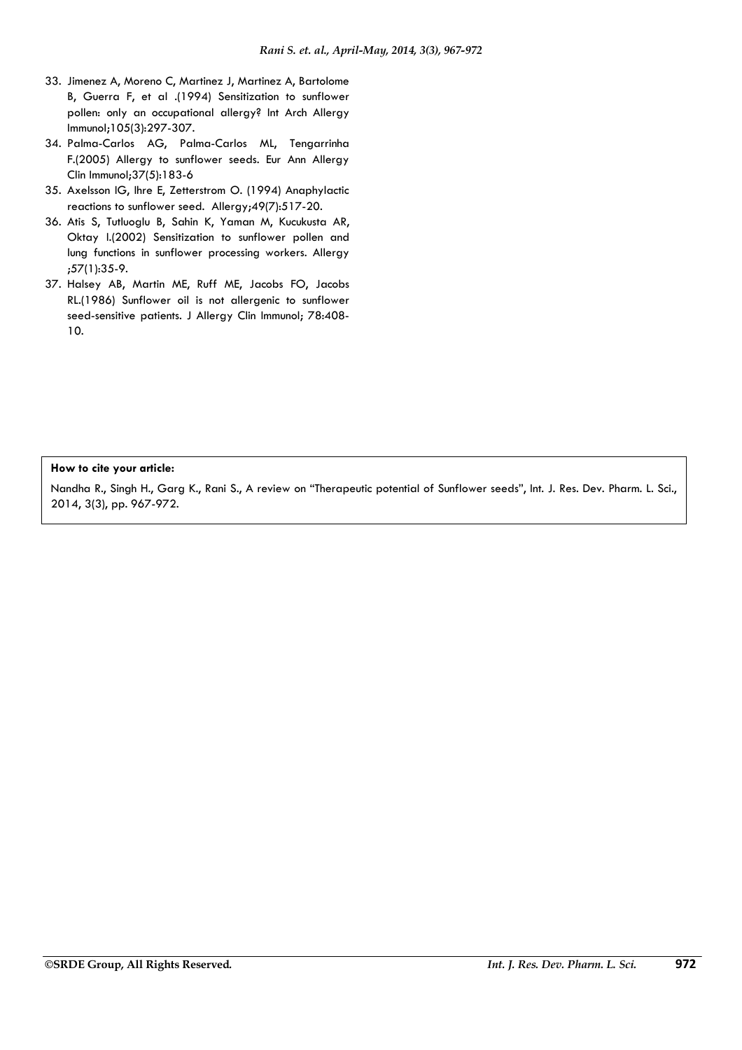33. Jimenez A, Moreno C, Martinez J, Martinez A, Bartolome B, Guerra F, et al .(1994) Sensitization to sunflower pollen: only an occupational allergy? Int Arch Allergy Immunol;105(3):297-307.
34. Palma-Carlos AG, Palma-Carlos ML, Tengarrinha F.(2005) Allergy to sunflower seeds. Eur Ann Allergy Clin Immunol;37(5):183-6
35. Axelsson IG, Ihre E, Zetterstrom O. (1994) Anaphylactic reactions to sunflower seed. Allergy;49(7):517-20.
36. Atis S, Tutluoglu B, Sahin K, Yaman M, Kucukusta AR, Oktay I.(2002) Sensitization to sunflower pollen and lung functions in sunflower processing workers. Allergy ;57(1):35-9.
37. Halsey AB, Martin ME, Ruff ME, Jacobs FO, Jacobs RL.(1986) Sunflower oil is not allergenic to sunflower seed-sensitive patients. J Allergy Clin Immunol; 78:408-10.

**How to cite your article:**

Nandha R., Singh H., Garg K., Rani S., A review on "Therapeutic potential of Sunflower seeds", Int. J. Res. Dev. Pharm. L. Sci., 2014, 3(3), pp. 967-972.